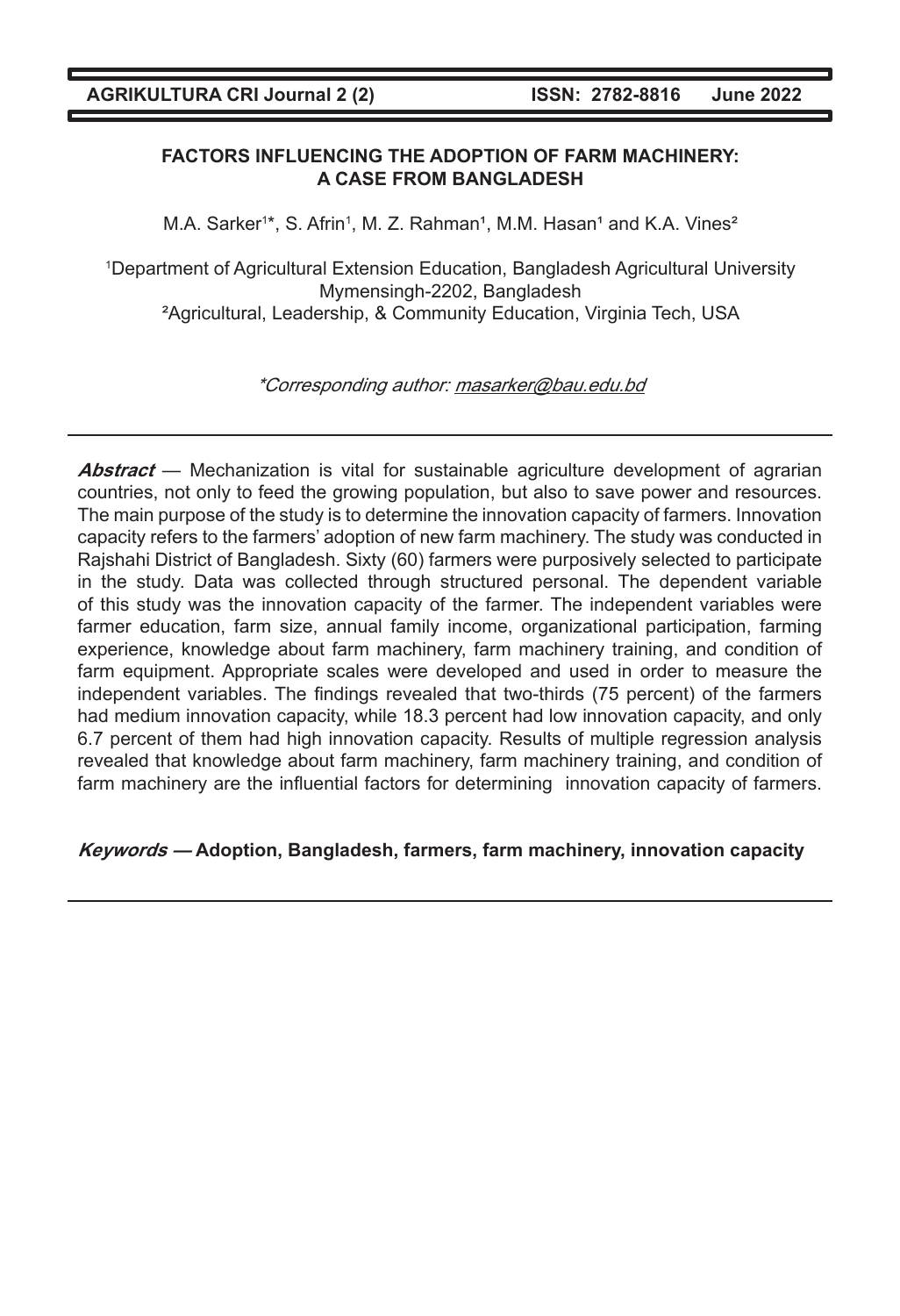# FACTORS INFLUENCING THE ADOPTION OF FARM MACHINERY: A CASE FROM BANGLADESH

M.A. Sarker[1]*, S. Afrin[1], M. Z. Rahman[1], M.M. Hasan[1] and K.A. Vines[2]

[1]Department of Agricultural Extension Education, Bangladesh Agricultural University Mymensingh-2202, Bangladesh
[2]Agricultural, Leadership, & Community Education, Virginia Tech, USA

*Corresponding author: masarker@bau.edu.bd

***Abstract*** — Mechanization is vital for sustainable agriculture development of agrarian countries, not only to feed the growing population, but also to save power and resources. The main purpose of the study is to determine the innovation capacity of farmers. Innovation capacity refers to the farmers' adoption of new farm machinery. The study was conducted in Rajshahi District of Bangladesh. Sixty (60) farmers were purposively selected to participate in the study. Data was collected through structured personal. The dependent variable of this study was the innovation capacity of the farmer. The independent variables were farmer education, farm size, annual family income, organizational participation, farming experience, knowledge about farm machinery, farm machinery training, and condition of farm equipment. Appropriate scales were developed and used in order to measure the independent variables. The findings revealed that two-thirds (75 percent) of the farmers had medium innovation capacity, while 18.3 percent had low innovation capacity, and only 6.7 percent of them had high innovation capacity. Results of multiple regression analysis revealed that knowledge about farm machinery, farm machinery training, and condition of farm machinery are the influential factors for determining innovation capacity of farmers.

***Keywords* — Adoption, Bangladesh, farmers, farm machinery, innovation capacity**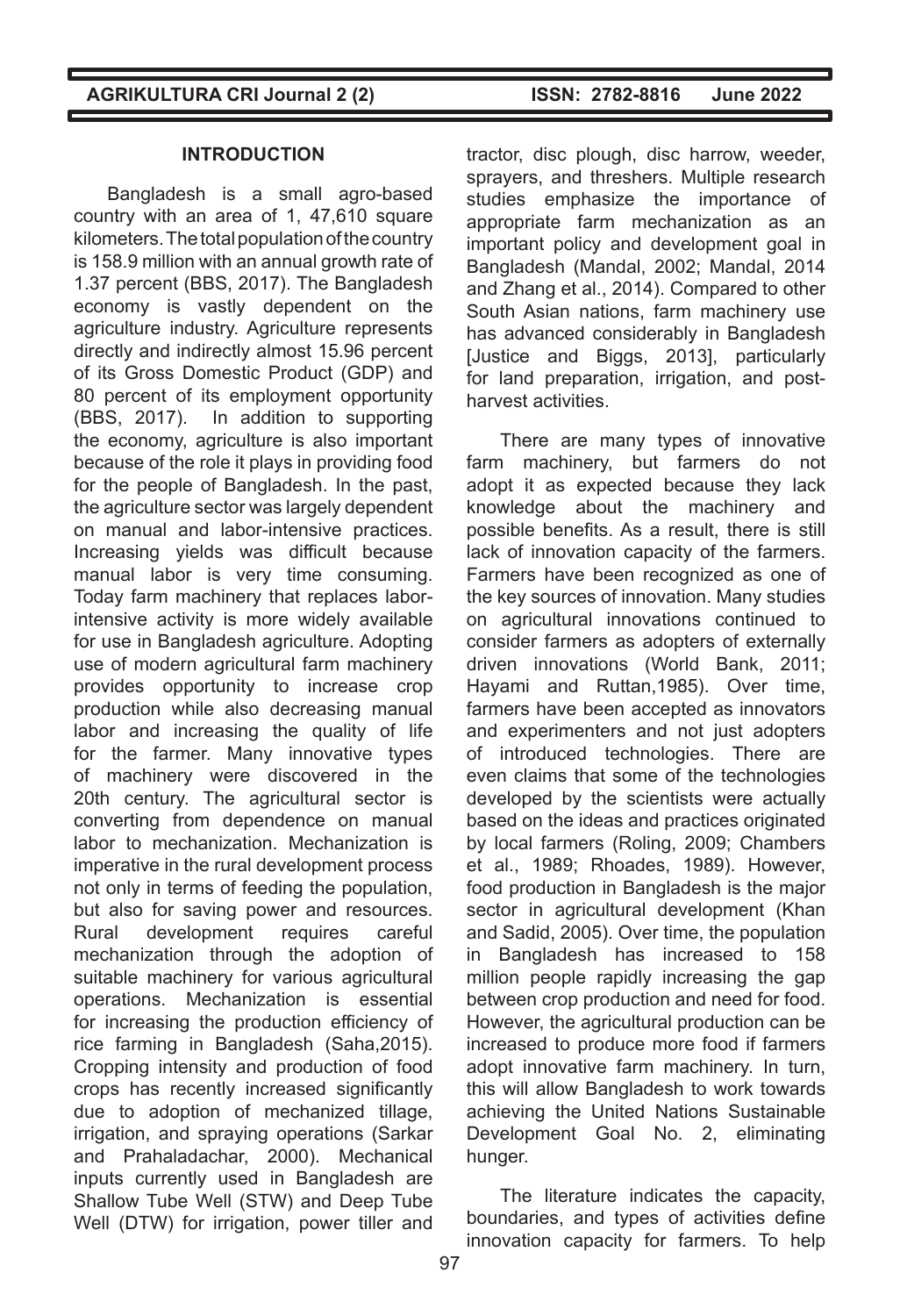## INTRODUCTION

Bangladesh is a small agro-based country with an area of 1, 47,610 square kilometers. The total population of the country is 158.9 million with an annual growth rate of 1.37 percent (BBS, 2017). The Bangladesh economy is vastly dependent on the agriculture industry. Agriculture represents directly and indirectly almost 15.96 percent of its Gross Domestic Product (GDP) and 80 percent of its employment opportunity (BBS, 2017). In addition to supporting the economy, agriculture is also important because of the role it plays in providing food for the people of Bangladesh. In the past, the agriculture sector was largely dependent on manual and labor-intensive practices. Increasing yields was difficult because manual labor is very time consuming. Today farm machinery that replaces labor-intensive activity is more widely available for use in Bangladesh agriculture. Adopting use of modern agricultural farm machinery provides opportunity to increase crop production while also decreasing manual labor and increasing the quality of life for the farmer. Many innovative types of machinery were discovered in the 20th century. The agricultural sector is converting from dependence on manual labor to mechanization. Mechanization is imperative in the rural development process not only in terms of feeding the population, but also for saving power and resources. Rural development requires careful mechanization through the adoption of suitable machinery for various agricultural operations. Mechanization is essential for increasing the production efficiency of rice farming in Bangladesh (Saha,2015). Cropping intensity and production of food crops has recently increased significantly due to adoption of mechanized tillage, irrigation, and spraying operations (Sarkar and Prahaladachar, 2000). Mechanical inputs currently used in Bangladesh are Shallow Tube Well (STW) and Deep Tube Well (DTW) for irrigation, power tiller and tractor, disc plough, disc harrow, weeder, sprayers, and threshers. Multiple research studies emphasize the importance of appropriate farm mechanization as an important policy and development goal in Bangladesh (Mandal, 2002; Mandal, 2014 and Zhang et al., 2014). Compared to other South Asian nations, farm machinery use has advanced considerably in Bangladesh [Justice and Biggs, 2013], particularly for land preparation, irrigation, and post-harvest activities.

There are many types of innovative farm machinery, but farmers do not adopt it as expected because they lack knowledge about the machinery and possible benefits. As a result, there is still lack of innovation capacity of the farmers. Farmers have been recognized as one of the key sources of innovation. Many studies on agricultural innovations continued to consider farmers as adopters of externally driven innovations (World Bank, 2011; Hayami and Ruttan,1985). Over time, farmers have been accepted as innovators and experimenters and not just adopters of introduced technologies. There are even claims that some of the technologies developed by the scientists were actually based on the ideas and practices originated by local farmers (Roling, 2009; Chambers et al., 1989; Rhoades, 1989). However, food production in Bangladesh is the major sector in agricultural development (Khan and Sadid, 2005). Over time, the population in Bangladesh has increased to 158 million people rapidly increasing the gap between crop production and need for food. However, the agricultural production can be increased to produce more food if farmers adopt innovative farm machinery. In turn, this will allow Bangladesh to work towards achieving the United Nations Sustainable Development Goal No. 2, eliminating hunger.

The literature indicates the capacity, boundaries, and types of activities define innovation capacity for farmers. To help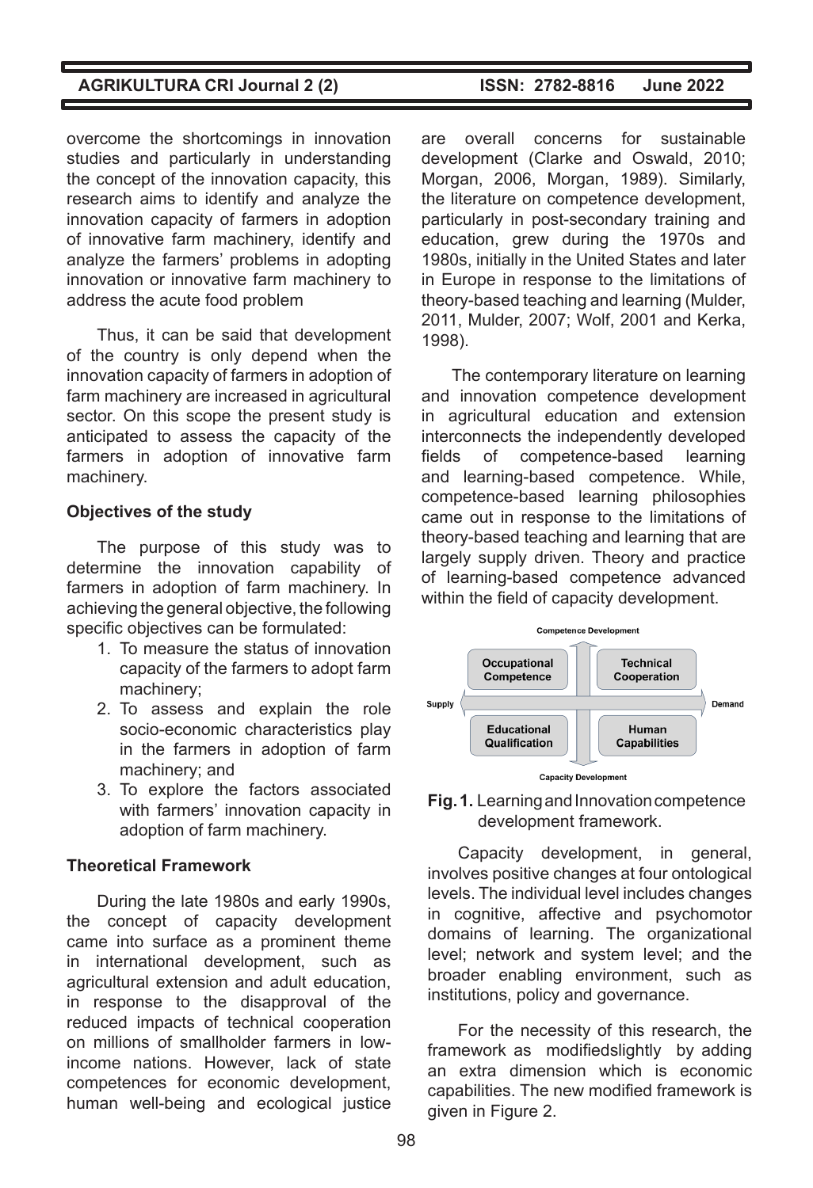overcome the shortcomings in innovation studies and particularly in understanding the concept of the innovation capacity, this research aims to identify and analyze the innovation capacity of farmers in adoption of innovative farm machinery, identify and analyze the farmers' problems in adopting innovation or innovative farm machinery to address the acute food problem

Thus, it can be said that development of the country is only depend when the innovation capacity of farmers in adoption of farm machinery are increased in agricultural sector. On this scope the present study is anticipated to assess the capacity of the farmers in adoption of innovative farm machinery.

### Objectives of the study

The purpose of this study was to determine the innovation capability of farmers in adoption of farm machinery. In achieving the general objective, the following specific objectives can be formulated:

1. To measure the status of innovation capacity of the farmers to adopt farm machinery;
2. To assess and explain the role socio-economic characteristics play in the farmers in adoption of farm machinery; and
3. To explore the factors associated with farmers' innovation capacity in adoption of farm machinery.

### Theoretical Framework

During the late 1980s and early 1990s, the concept of capacity development came into surface as a prominent theme in international development, such as agricultural extension and adult education, in response to the disapproval of the reduced impacts of technical cooperation on millions of smallholder farmers in low-income nations. However, lack of state competences for economic development, human well-being and ecological justice are overall concerns for sustainable development (Clarke and Oswald, 2010; Morgan, 2006, Morgan, 1989). Similarly, the literature on competence development, particularly in post-secondary training and education, grew during the 1970s and 1980s, initially in the United States and later in Europe in response to the limitations of theory-based teaching and learning (Mulder, 2011, Mulder, 2007; Wolf, 2001 and Kerka, 1998).

The contemporary literature on learning and innovation competence development in agricultural education and extension interconnects the independently developed fields of competence-based learning and learning-based competence. While, competence-based learning philosophies came out in response to the limitations of theory-based teaching and learning that are largely supply driven. Theory and practice of learning-based competence advanced within the field of capacity development.

Competence Development

| Supply | | Demand |
|---|---|---|
| | Occupational Competence | Technical Cooperation |
| | Educational Qualification | Human Capabilities |

Capacity Development

**Fig. 1.** Learning and Innovation competence development framework.

Capacity development, in general, involves positive changes at four ontological levels. The individual level includes changes in cognitive, affective and psychomotor domains of learning. The organizational level; network and system level; and the broader enabling environment, such as institutions, policy and governance.

For the necessity of this research, the framework as modifiedslightly by adding an extra dimension which is economic capabilities. The new modified framework is given in Figure 2.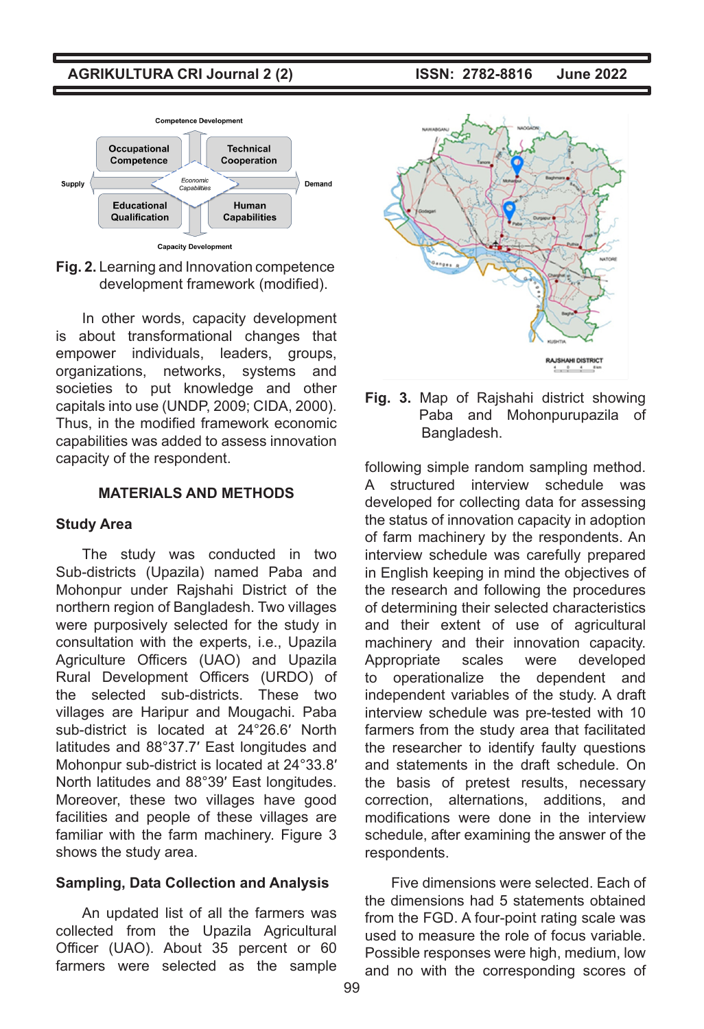Fig. 2. Learning and Innovation competence development framework (modified).

In other words, capacity development is about transformational changes that empower individuals, leaders, groups, organizations, networks, systems and societies to put knowledge and other capitals into use (UNDP, 2009; CIDA, 2000). Thus, in the modified framework economic capabilities was added to assess innovation capacity of the respondent.

## MATERIALS AND METHODS

### Study Area

The study was conducted in two Sub-districts (Upazila) named Paba and Mohonpur under Rajshahi District of the northern region of Bangladesh. Two villages were purposively selected for the study in consultation with the experts, i.e., Upazila Agriculture Officers (UAO) and Upazila Rural Development Officers (URDO) of the selected sub-districts. These two villages are Haripur and Mougachi. Paba sub-district is located at 24°26.6′ North latitudes and 88°37.7′ East longitudes and Mohonpur sub-district is located at 24°33.8′ North latitudes and 88°39′ East longitudes. Moreover, these two villages have good facilities and people of these villages are familiar with the farm machinery. Figure 3 shows the study area.

Fig. 3. Map of Rajshahi district showing Paba and Mohonpurupazila of Bangladesh.

### Sampling, Data Collection and Analysis

An updated list of all the farmers was collected from the Upazila Agricultural Officer (UAO). About 35 percent or 60 farmers were selected as the sample following simple random sampling method. A structured interview schedule was developed for collecting data for assessing the status of innovation capacity in adoption of farm machinery by the respondents. An interview schedule was carefully prepared in English keeping in mind the objectives of the research and following the procedures of determining their selected characteristics and their extent of use of agricultural machinery and their innovation capacity. Appropriate scales were developed to operationalize the dependent and independent variables of the study. A draft interview schedule was pre-tested with 10 farmers from the study area that facilitated the researcher to identify faulty questions and statements in the draft schedule. On the basis of pretest results, necessary correction, alternations, additions, and modifications were done in the interview schedule, after examining the answer of the respondents.

Five dimensions were selected. Each of the dimensions had 5 statements obtained from the FGD. A four-point rating scale was used to measure the role of focus variable. Possible responses were high, medium, low and no with the corresponding scores of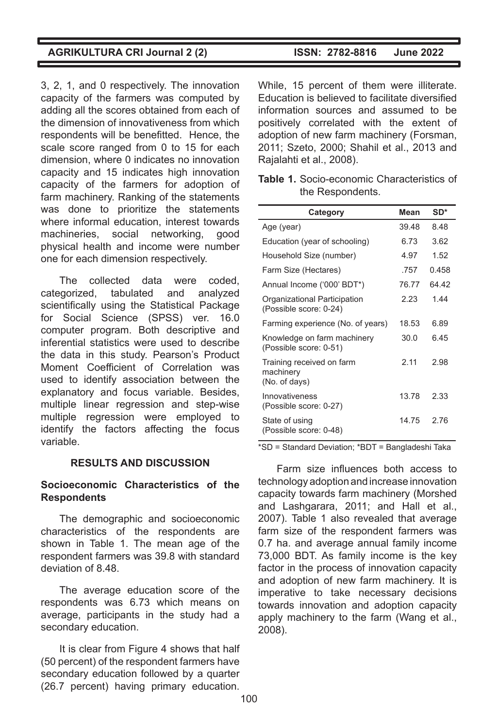3, 2, 1, and 0 respectively. The innovation capacity of the farmers was computed by adding all the scores obtained from each of the dimension of innovativeness from which respondents will be benefitted. Hence, the scale score ranged from 0 to 15 for each dimension, where 0 indicates no innovation capacity and 15 indicates high innovation capacity of the farmers for adoption of farm machinery. Ranking of the statements was done to prioritize the statements where informal education, interest towards machineries, social networking, good physical health and income were number one for each dimension respectively.

The collected data were coded, categorized, tabulated and analyzed scientifically using the Statistical Package for Social Science (SPSS) ver. 16.0 computer program. Both descriptive and inferential statistics were used to describe the data in this study. Pearson's Product Moment Coefficient of Correlation was used to identify association between the explanatory and focus variable. Besides, multiple linear regression and step-wise multiple regression were employed to identify the factors affecting the focus variable.

## RESULTS AND DISCUSSION

### Socioeconomic Characteristics of the Respondents

The demographic and socioeconomic characteristics of the respondents are shown in Table 1. The mean age of the respondent farmers was 39.8 with standard deviation of 8.48.

The average education score of the respondents was 6.73 which means on average, participants in the study had a secondary education.

It is clear from Figure 4 shows that half (50 percent) of the respondent farmers have secondary education followed by a quarter (26.7 percent) having primary education. While, 15 percent of them were illiterate. Education is believed to facilitate diversified information sources and assumed to be positively correlated with the extent of adoption of new farm machinery (Forsman, 2011; Szeto, 2000; Shahil et al., 2013 and Rajalahti et al., 2008).

**Table 1.** Socio-economic Characteristics of the Respondents.

| Category | Mean | SD* |
|---|---|---|
| Age (year) | 39.48 | 8.48 |
| Education (year of schooling) | 6.73 | 3.62 |
| Household Size (number) | 4.97 | 1.52 |
| Farm Size (Hectares) | .757 | 0.458 |
| Annual Income ('000' BDT*) | 76.77 | 64.42 |
| Organizational Participation (Possible score: 0-24) | 2.23 | 1.44 |
| Farming experience (No. of years) | 18.53 | 6.89 |
| Knowledge on farm machinery (Possible score: 0-51) | 30.0 | 6.45 |
| Training received on farm machinery (No. of days) | 2.11 | 2.98 |
| Innovativeness (Possible score: 0-27) | 13.78 | 2.33 |
| State of using (Possible score: 0-48) | 14.75 | 2.76 |

*SD = Standard Deviation; *BDT = Bangladeshi Taka

Farm size influences both access to technology adoption and increase innovation capacity towards farm machinery (Morshed and Lashgarara, 2011; and Hall et al., 2007). Table 1 also revealed that average farm size of the respondent farmers was 0.7 ha. and average annual family income 73,000 BDT. As family income is the key factor in the process of innovation capacity and adoption of new farm machinery. It is imperative to take necessary decisions towards innovation and adoption capacity apply machinery to the farm (Wang et al., 2008).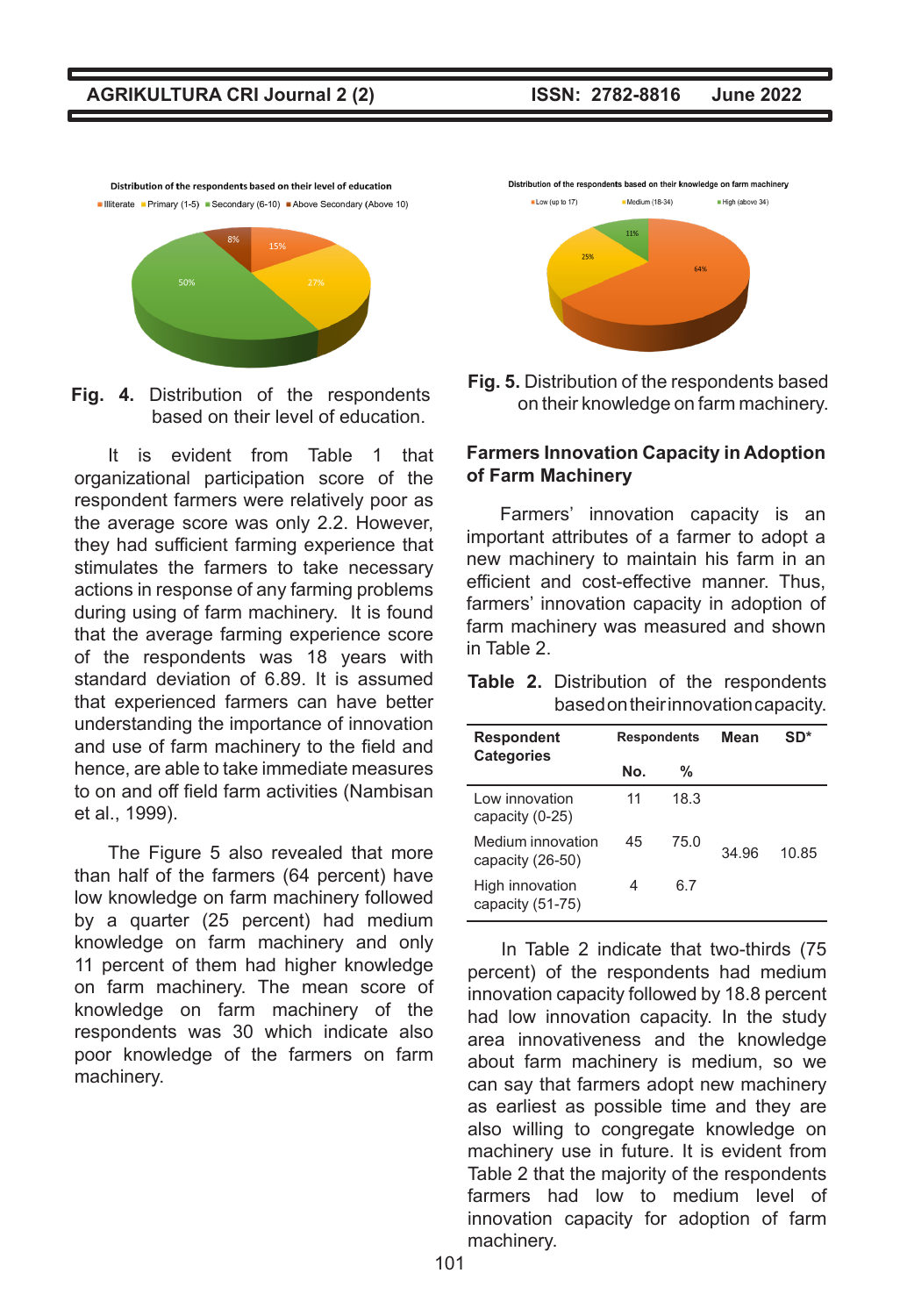Fig. 4. Distribution of the respondents based on their level of education.

It is evident from Table 1 that organizational participation score of the respondent farmers were relatively poor as the average score was only 2.2. However, they had sufficient farming experience that stimulates the farmers to take necessary actions in response of any farming problems during using of farm machinery. It is found that the average farming experience score of the respondents was 18 years with standard deviation of 6.89. It is assumed that experienced farmers can have better understanding the importance of innovation and use of farm machinery to the field and hence, are able to take immediate measures to on and off field farm activities (Nambisan et al., 1999).

The Figure 5 also revealed that more than half of the farmers (64 percent) have low knowledge on farm machinery followed by a quarter (25 percent) had medium knowledge on farm machinery and only 11 percent of them had higher knowledge on farm machinery. The mean score of knowledge on farm machinery of the respondents was 30 which indicate also poor knowledge of the farmers on farm machinery.

Fig. 5. Distribution of the respondents based on their knowledge on farm machinery.

### Farmers Innovation Capacity in Adoption of Farm Machinery

Farmers' innovation capacity is an important attributes of a farmer to adopt a new machinery to maintain his farm in an efficient and cost-effective manner. Thus, farmers' innovation capacity in adoption of farm machinery was measured and shown in Table 2.

**Table 2.** Distribution of the respondents based on their innovation capacity.

| Respondent Categories | Respondents | | Mean | SD* |
|---|---|---|---|---|
| | No. | % | | |
| Low innovation capacity (0-25) | 11 | 18.3 | | |
| Medium innovation capacity (26-50) | 45 | 75.0 | 34.96 | 10.85 |
| High innovation capacity (51-75) | 4 | 6.7 | | |

In Table 2 indicate that two-thirds (75 percent) of the respondents had medium innovation capacity followed by 18.8 percent had low innovation capacity. In the study area innovativeness and the knowledge about farm machinery is medium, so we can say that farmers adopt new machinery as earliest as possible time and they are also willing to congregate knowledge on machinery use in future. It is evident from Table 2 that the majority of the respondents farmers had low to medium level of innovation capacity for adoption of farm machinery.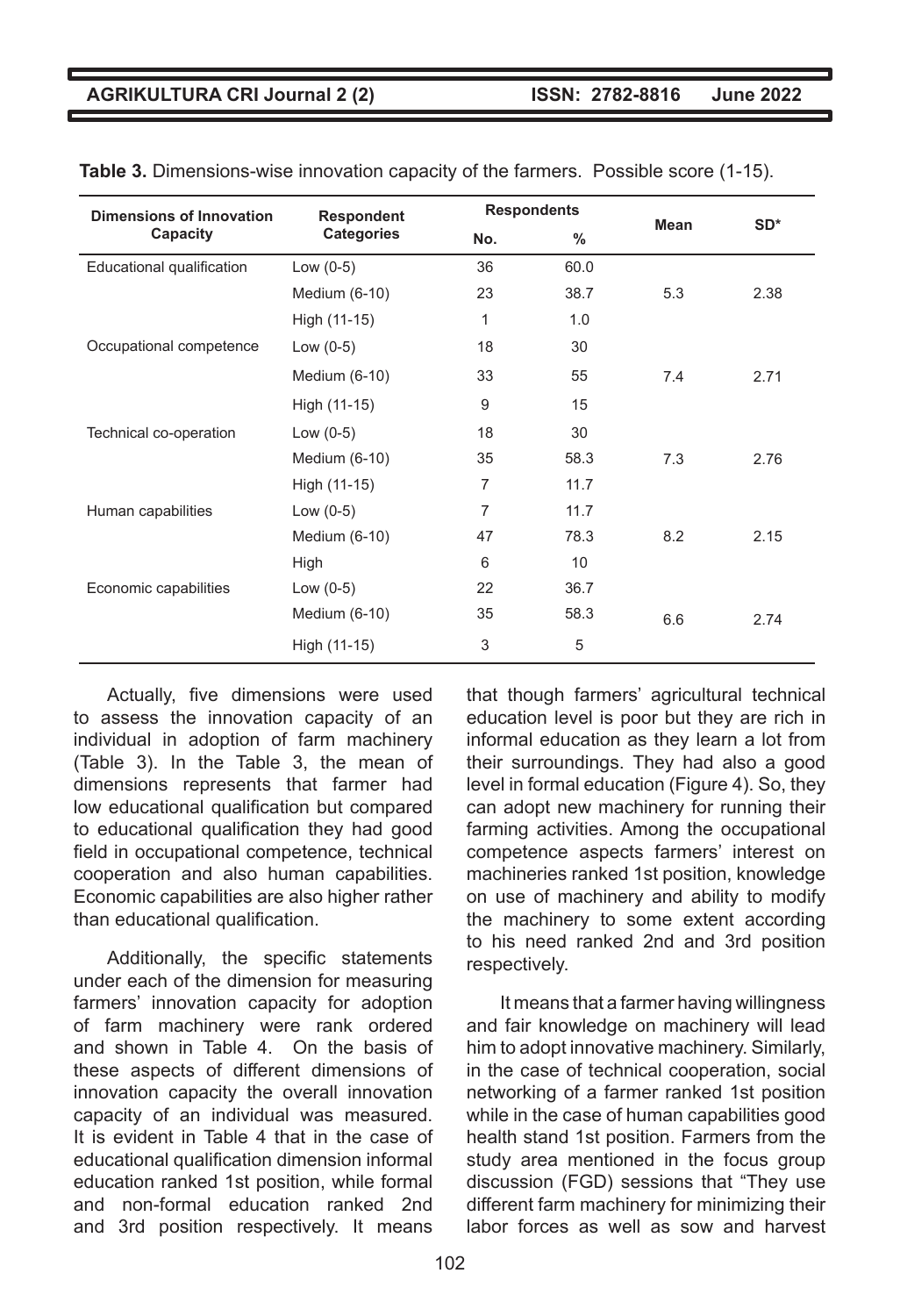**Table 3.** Dimensions-wise innovation capacity of the farmers. Possible score (1-15).

| Dimensions of Innovation Capacity | Respondent Categories | Respondents | | Mean | SD* |
|---|---|---|---|---|---|
| | | No. | % | | |
| Educational qualification | Low (0-5) | 36 | 60.0 | | |
| | Medium (6-10) | 23 | 38.7 | 5.3 | 2.38 |
| | High (11-15) | 1 | 1.0 | | |
| Occupational competence | Low (0-5) | 18 | 30 | | |
| | Medium (6-10) | 33 | 55 | 7.4 | 2.71 |
| | High (11-15) | 9 | 15 | | |
| Technical co-operation | Low (0-5) | 18 | 30 | | |
| | Medium (6-10) | 35 | 58.3 | 7.3 | 2.76 |
| | High (11-15) | 7 | 11.7 | | |
| Human capabilities | Low (0-5) | 7 | 11.7 | | |
| | Medium (6-10) | 47 | 78.3 | 8.2 | 2.15 |
| | High | 6 | 10 | | |
| Economic capabilities | Low (0-5) | 22 | 36.7 | | |
| | Medium (6-10) | 35 | 58.3 | 6.6 | 2.74 |
| | High (11-15) | 3 | 5 | | |

Actually, five dimensions were used to assess the innovation capacity of an individual in adoption of farm machinery (Table 3). In the Table 3, the mean of dimensions represents that farmer had low educational qualification but compared to educational qualification they had good field in occupational competence, technical cooperation and also human capabilities. Economic capabilities are also higher rather than educational qualification.

Additionally, the specific statements under each of the dimension for measuring farmers' innovation capacity for adoption of farm machinery were rank ordered and shown in Table 4. On the basis of these aspects of different dimensions of innovation capacity the overall innovation capacity of an individual was measured. It is evident in Table 4 that in the case of educational qualification dimension informal education ranked 1st position, while formal and non-formal education ranked 2nd and 3rd position respectively. It means that though farmers' agricultural technical education level is poor but they are rich in informal education as they learn a lot from their surroundings. They had also a good level in formal education (Figure 4). So, they can adopt new machinery for running their farming activities. Among the occupational competence aspects farmers' interest on machineries ranked 1st position, knowledge on use of machinery and ability to modify the machinery to some extent according to his need ranked 2nd and 3rd position respectively.

It means that a farmer having willingness and fair knowledge on machinery will lead him to adopt innovative machinery. Similarly, in the case of technical cooperation, social networking of a farmer ranked 1st position while in the case of human capabilities good health stand 1st position. Farmers from the study area mentioned in the focus group discussion (FGD) sessions that "They use different farm machinery for minimizing their labor forces as well as sow and harvest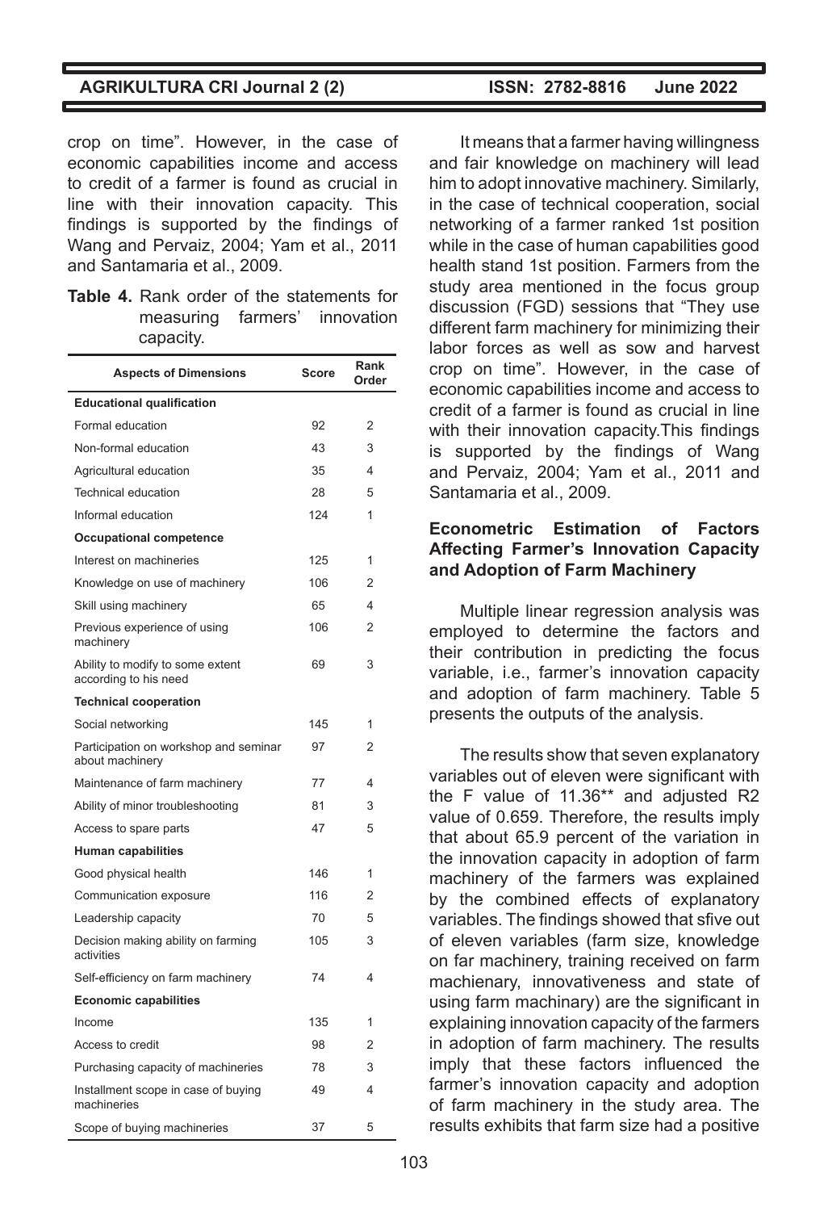crop on time". However, in the case of economic capabilities income and access to credit of a farmer is found as crucial in line with their innovation capacity. This findings is supported by the findings of Wang and Pervaiz, 2004; Yam et al., 2011 and Santamaria et al., 2009.

**Table 4.** Rank order of the statements for measuring farmers' innovation capacity.

| Aspects of Dimensions | Score | Rank Order |
|---|---|---|
| **Educational qualification** | | |
| Formal education | 92 | 2 |
| Non-formal education | 43 | 3 |
| Agricultural education | 35 | 4 |
| Technical education | 28 | 5 |
| Informal education | 124 | 1 |
| **Occupational competence** | | |
| Interest on machineries | 125 | 1 |
| Knowledge on use of machinery | 106 | 2 |
| Skill using machinery | 65 | 4 |
| Previous experience of using machinery | 106 | 2 |
| Ability to modify to some extent according to his need | 69 | 3 |
| **Technical cooperation** | | |
| Social networking | 145 | 1 |
| Participation on workshop and seminar about machinery | 97 | 2 |
| Maintenance of farm machinery | 77 | 4 |
| Ability of minor troubleshooting | 81 | 3 |
| Access to spare parts | 47 | 5 |
| **Human capabilities** | | |
| Good physical health | 146 | 1 |
| Communication exposure | 116 | 2 |
| Leadership capacity | 70 | 5 |
| Decision making ability on farming activities | 105 | 3 |
| Self-efficiency on farm machinery | 74 | 4 |
| **Economic capabilities** | | |
| Income | 135 | 1 |
| Access to credit | 98 | 2 |
| Purchasing capacity of machineries | 78 | 3 |
| Installment scope in case of buying machineries | 49 | 4 |
| Scope of buying machineries | 37 | 5 |

It means that a farmer having willingness and fair knowledge on machinery will lead him to adopt innovative machinery. Similarly, in the case of technical cooperation, social networking of a farmer ranked 1st position while in the case of human capabilities good health stand 1st position. Farmers from the study area mentioned in the focus group discussion (FGD) sessions that "They use different farm machinery for minimizing their labor forces as well as sow and harvest crop on time". However, in the case of economic capabilities income and access to credit of a farmer is found as crucial in line with their innovation capacity.This findings is supported by the findings of Wang and Pervaiz, 2004; Yam et al., 2011 and Santamaria et al., 2009.

## Econometric Estimation of Factors Affecting Farmer's Innovation Capacity and Adoption of Farm Machinery

Multiple linear regression analysis was employed to determine the factors and their contribution in predicting the focus variable, i.e., farmer's innovation capacity and adoption of farm machinery. Table 5 presents the outputs of the analysis.

The results show that seven explanatory variables out of eleven were significant with the F value of 11.36** and adjusted R2 value of 0.659. Therefore, the results imply that about 65.9 percent of the variation in the innovation capacity in adoption of farm machinery of the farmers was explained by the combined effects of explanatory variables. The findings showed that sfive out of eleven variables (farm size, knowledge on far machinery, training received on farm machienary, innovativeness and state of using farm machinary) are the significant in explaining innovation capacity of the farmers in adoption of farm machinery. The results imply that these factors influenced the farmer's innovation capacity and adoption of farm machinery in the study area. The results exhibits that farm size had a positive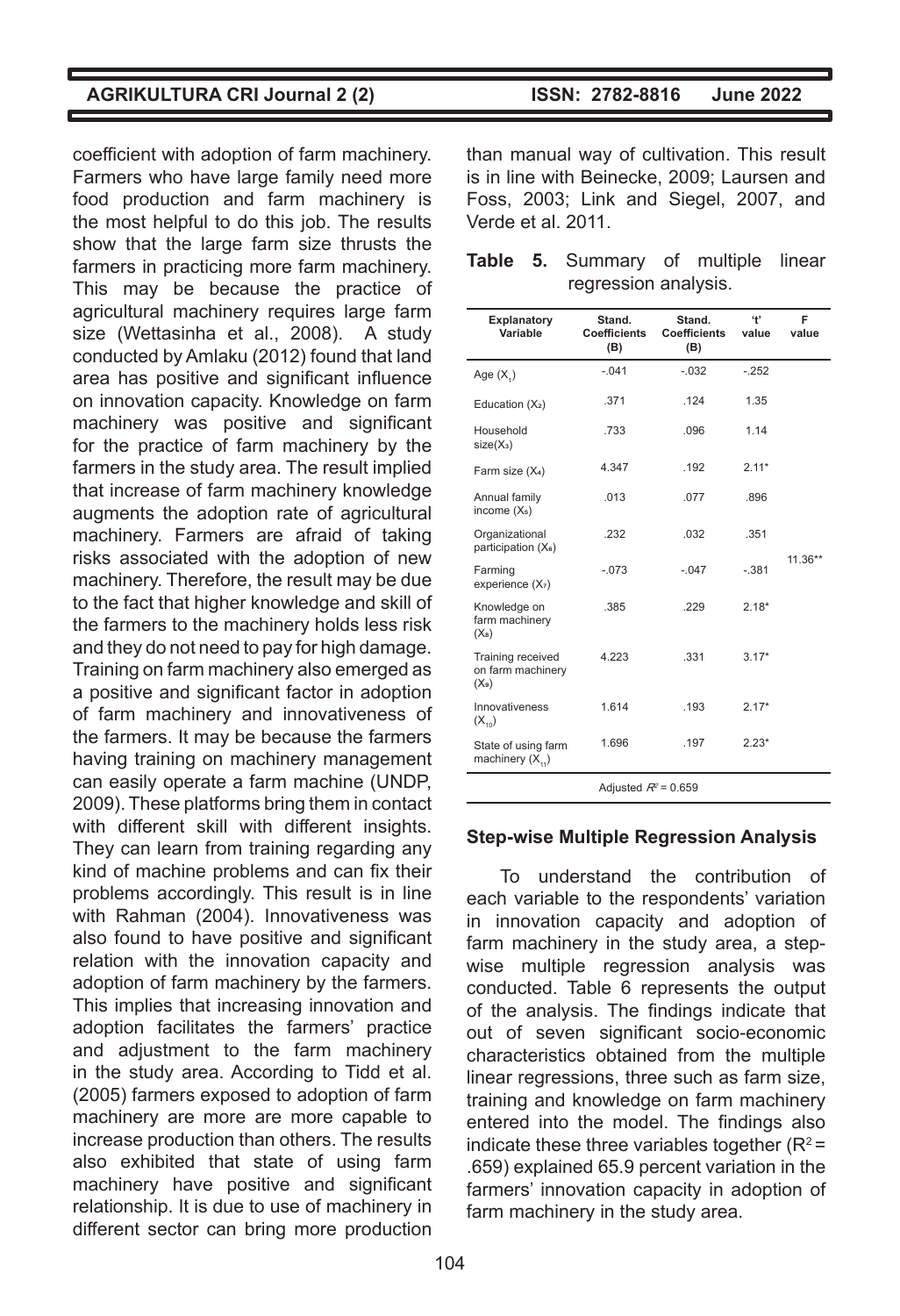coefficient with adoption of farm machinery. Farmers who have large family need more food production and farm machinery is the most helpful to do this job. The results show that the large farm size thrusts the farmers in practicing more farm machinery. This may be because the practice of agricultural machinery requires large farm size (Wettasinha et al., 2008). A study conducted by Amlaku (2012) found that land area has positive and significant influence on innovation capacity. Knowledge on farm machinery was positive and significant for the practice of farm machinery by the farmers in the study area. The result implied that increase of farm machinery knowledge augments the adoption rate of agricultural machinery. Farmers are afraid of taking risks associated with the adoption of new machinery. Therefore, the result may be due to the fact that higher knowledge and skill of the farmers to the machinery holds less risk and they do not need to pay for high damage. Training on farm machinery also emerged as a positive and significant factor in adoption of farm machinery and innovativeness of the farmers. It may be because the farmers having training on machinery management can easily operate a farm machine (UNDP, 2009). These platforms bring them in contact with different skill with different insights. They can learn from training regarding any kind of machine problems and can fix their problems accordingly. This result is in line with Rahman (2004). Innovativeness was also found to have positive and significant relation with the innovation capacity and adoption of farm machinery by the farmers. This implies that increasing innovation and adoption facilitates the farmers' practice and adjustment to the farm machinery in the study area. According to Tidd et al. (2005) farmers exposed to adoption of farm machinery are more are more capable to increase production than others. The results also exhibited that state of using farm machinery have positive and significant relationship. It is due to use of machinery in different sector can bring more production than manual way of cultivation. This result is in line with Beinecke, 2009; Laursen and Foss, 2003; Link and Siegel, 2007, and Verde et al. 2011.

**Table 5.** Summary of multiple linear regression analysis.

| Explanatory Variable | Stand. Coefficients (B) | Stand. Coefficients (B) | 't' value | F value |
|---|---|---|---|---|
| Age ($X_1$) | -.041 | -.032 | -.252 | |
| Education ($X_2$) | .371 | .124 | 1.35 | |
| Household size($X_3$) | .733 | .096 | 1.14 | |
| Farm size ($X_4$) | 4.347 | .192 | 2.11* | |
| Annual family income ($X_5$) | .013 | .077 | .896 | |
| Organizational participation ($X_6$) | .232 | .032 | .351 | |
| Farming experience ($X_7$) | -.073 | -.047 | -.381 | 11.36** |
| Knowledge on farm machinery ($X_8$) | .385 | .229 | 2.18* | |
| Training received on farm machinery ($X_9$) | 4.223 | .331 | 3.17* | |
| Innovativeness ($X_{10}$) | 1.614 | .193 | 2.17* | |
| State of using farm machinery ($X_{11}$) | 1.696 | .197 | 2.23* | |
| Adjusted $R^2$ = 0.659 | | | | |

**Step-wise Multiple Regression Analysis**

To understand the contribution of each variable to the respondents' variation in innovation capacity and adoption of farm machinery in the study area, a step-wise multiple regression analysis was conducted. Table 6 represents the output of the analysis. The findings indicate that out of seven significant socio-economic characteristics obtained from the multiple linear regressions, three such as farm size, training and knowledge on farm machinery entered into the model. The findings also indicate these three variables together ($R^2$ = .659) explained 65.9 percent variation in the farmers' innovation capacity in adoption of farm machinery in the study area.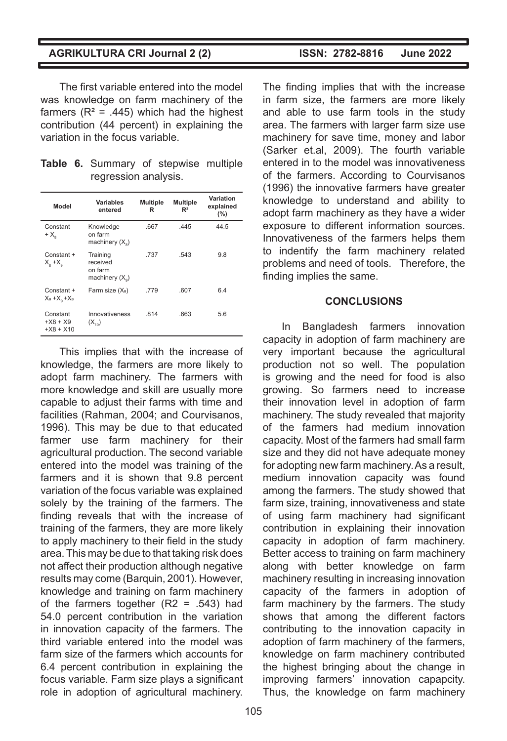The first variable entered into the model was knowledge on farm machinery of the farmers ($R^2$ = .445) which had the highest contribution (44 percent) in explaining the variation in the focus variable.

**Table 6.** Summary of stepwise multiple regression analysis.

| Model | Variables entered | Multiple R | Multiple $R^2$ | Variation explained (%) |
|---|---|---|---|---|
| Constant + $X_8$ | Knowledge on farm machinery ($X_8$) | .667 | .445 | 44.5 |
| Constant + $X_8$ + $X_9$ | Training received on farm machinery ($X_9$) | .737 | .543 | 9.8 |
| Constant + $X_8$ + $X_9$ + $X_8$ | Farm size ($X_8$) | .779 | .607 | 6.4 |
| Constant +X8 + X9 +X8 + X10 | Innovativeness ($X_{10}$) | .814 | .663 | 5.6 |

This implies that with the increase of knowledge, the farmers are more likely to adopt farm machinery. The farmers with more knowledge and skill are usually more capable to adjust their farms with time and facilities (Rahman, 2004; and Courvisanos, 1996). This may be due to that educated farmer use farm machinery for their agricultural production. The second variable entered into the model was training of the farmers and it is shown that 9.8 percent variation of the focus variable was explained solely by the training of the farmers. The finding reveals that with the increase of training of the farmers, they are more likely to apply machinery to their field in the study area. This may be due to that taking risk does not affect their production although negative results may come (Barquin, 2001). However, knowledge and training on farm machinery of the farmers together (R2 = .543) had 54.0 percent contribution in the variation in innovation capacity of the farmers. The third variable entered into the model was farm size of the farmers which accounts for 6.4 percent contribution in explaining the focus variable. Farm size plays a significant role in adoption of agricultural machinery. The finding implies that with the increase in farm size, the farmers are more likely and able to use farm tools in the study area. The farmers with larger farm size use machinery for save time, money and labor (Sarker et.al, 2009). The fourth variable entered in to the model was innovativeness of the farmers. According to Courvisanos (1996) the innovative farmers have greater knowledge to understand and ability to adopt farm machinery as they have a wider exposure to different information sources. Innovativeness of the farmers helps them to indentify the farm machinery related problems and need of tools. Therefore, the finding implies the same.

## CONCLUSIONS

In Bangladesh farmers innovation capacity in adoption of farm machinery are very important because the agricultural production not so well. The population is growing and the need for food is also growing. So farmers need to increase their innovation level in adoption of farm machinery. The study revealed that majority of the farmers had medium innovation capacity. Most of the farmers had small farm size and they did not have adequate money for adopting new farm machinery. As a result, medium innovation capacity was found among the farmers. The study showed that farm size, training, innovativeness and state of using farm machinery had significant contribution in explaining their innovation capacity in adoption of farm machinery. Better access to training on farm machinery along with better knowledge on farm machinery resulting in increasing innovation capacity of the farmers in adoption of farm machinery by the farmers. The study shows that among the different factors contributing to the innovation capacity in adoption of farm machinery of the farmers, knowledge on farm machinery contributed the highest bringing about the change in improving farmers' innovation capapcity. Thus, the knowledge on farm machinery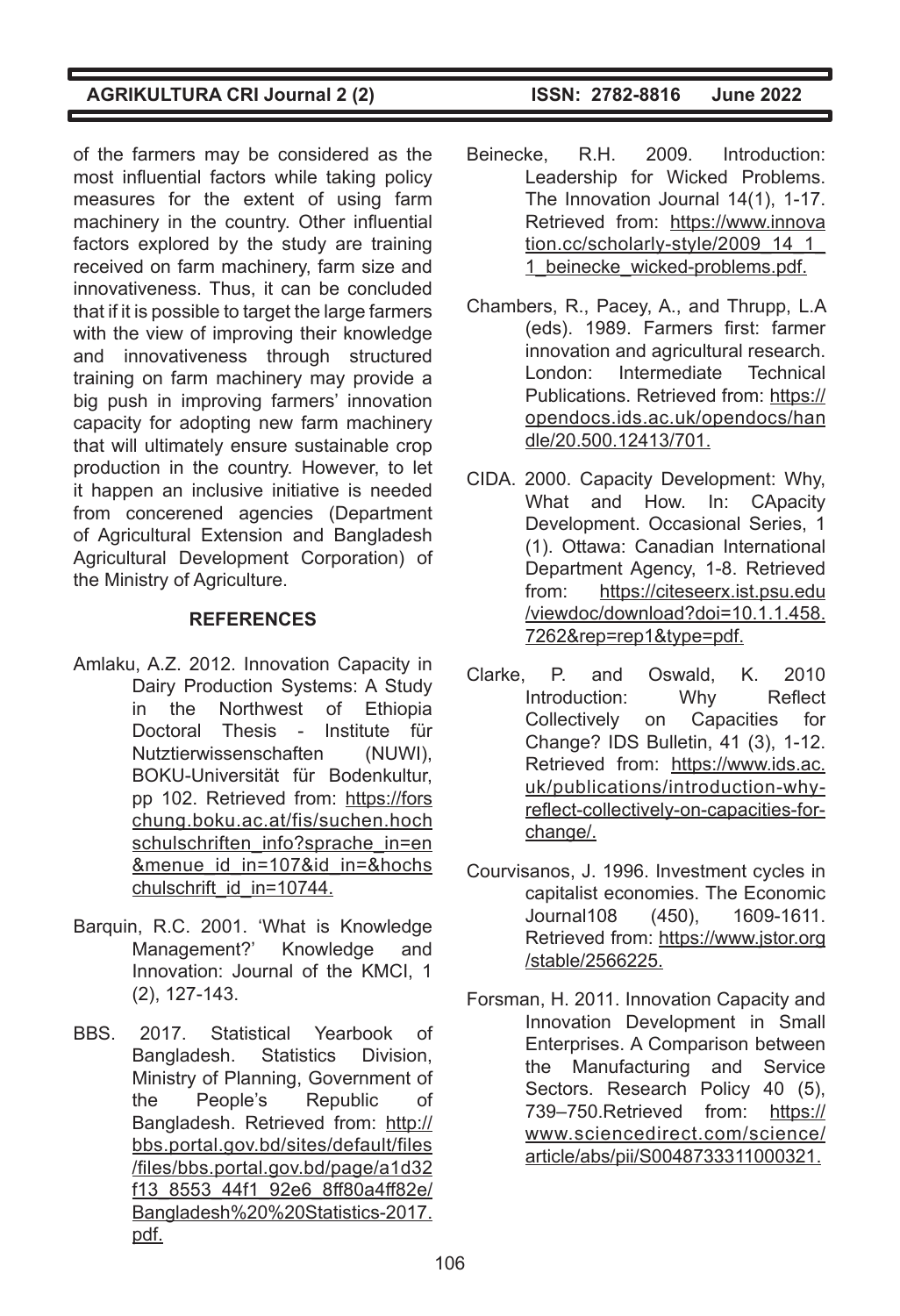of the farmers may be considered as the most influential factors while taking policy measures for the extent of using farm machinery in the country. Other influential factors explored by the study are training received on farm machinery, farm size and innovativeness. Thus, it can be concluded that if it is possible to target the large farmers with the view of improving their knowledge and innovativeness through structured training on farm machinery may provide a big push in improving farmers' innovation capacity for adopting new farm machinery that will ultimately ensure sustainable crop production in the country. However, to let it happen an inclusive initiative is needed from concerened agencies (Department of Agricultural Extension and Bangladesh Agricultural Development Corporation) of the Ministry of Agriculture.

## REFERENCES

Amlaku, A.Z. 2012. Innovation Capacity in Dairy Production Systems: A Study in the Northwest of Ethiopia Doctoral Thesis - Institute für Nutztierwissenschaften (NUWI), BOKU-Universität für Bodenkultur, pp 102. Retrieved from: https://forschung.boku.ac.at/fis/suchen.hochschulschriften_info?sprache_in=en&menue_id_in=107&id_in=&hochschulschrift_id_in=10744.

Barquin, R.C. 2001. 'What is Knowledge Management?' Knowledge and Innovation: Journal of the KMCI, 1 (2), 127-143.

BBS. 2017. Statistical Yearbook of Bangladesh. Statistics Division, Ministry of Planning, Government of the People's Republic of Bangladesh. Retrieved from: http://bbs.portal.gov.bd/sites/default/files/files/bbs.portal.gov.bd/page/a1d32f13_8553_44f1_92e6_8ff80a4ff82e/Bangladesh%20%20Statistics-2017.pdf.

Beinecke, R.H. 2009. Introduction: Leadership for Wicked Problems. The Innovation Journal 14(1), 1-17. Retrieved from: https://www.innovation.cc/scholarly-style/2009_14_1_1_beinecke_wicked-problems.pdf.

Chambers, R., Pacey, A., and Thrupp, L.A (eds). 1989. Farmers first: farmer innovation and agricultural research. London: Intermediate Technical Publications. Retrieved from: https://opendocs.ids.ac.uk/opendocs/handle/20.500.12413/701.

CIDA. 2000. Capacity Development: Why, What and How. In: CApacity Development. Occasional Series, 1 (1). Ottawa: Canadian International Department Agency, 1-8. Retrieved from: https://citeseerx.ist.psu.edu/viewdoc/download?doi=10.1.1.458.7262&rep=rep1&type=pdf.

Clarke, P. and Oswald, K. 2010 Introduction: Why Reflect Collectively on Capacities for Change? IDS Bulletin, 41 (3), 1-12. Retrieved from: https://www.ids.ac.uk/publications/introduction-why-reflect-collectively-on-capacities-for-change/.

Courvisanos, J. 1996. Investment cycles in capitalist economies. The Economic Journal108 (450), 1609-1611. Retrieved from: https://www.jstor.org/stable/2566225.

Forsman, H. 2011. Innovation Capacity and Innovation Development in Small Enterprises. A Comparison between the Manufacturing and Service Sectors. Research Policy 40 (5), 739–750.Retrieved from: https://www.sciencedirect.com/science/article/abs/pii/S0048733311000321.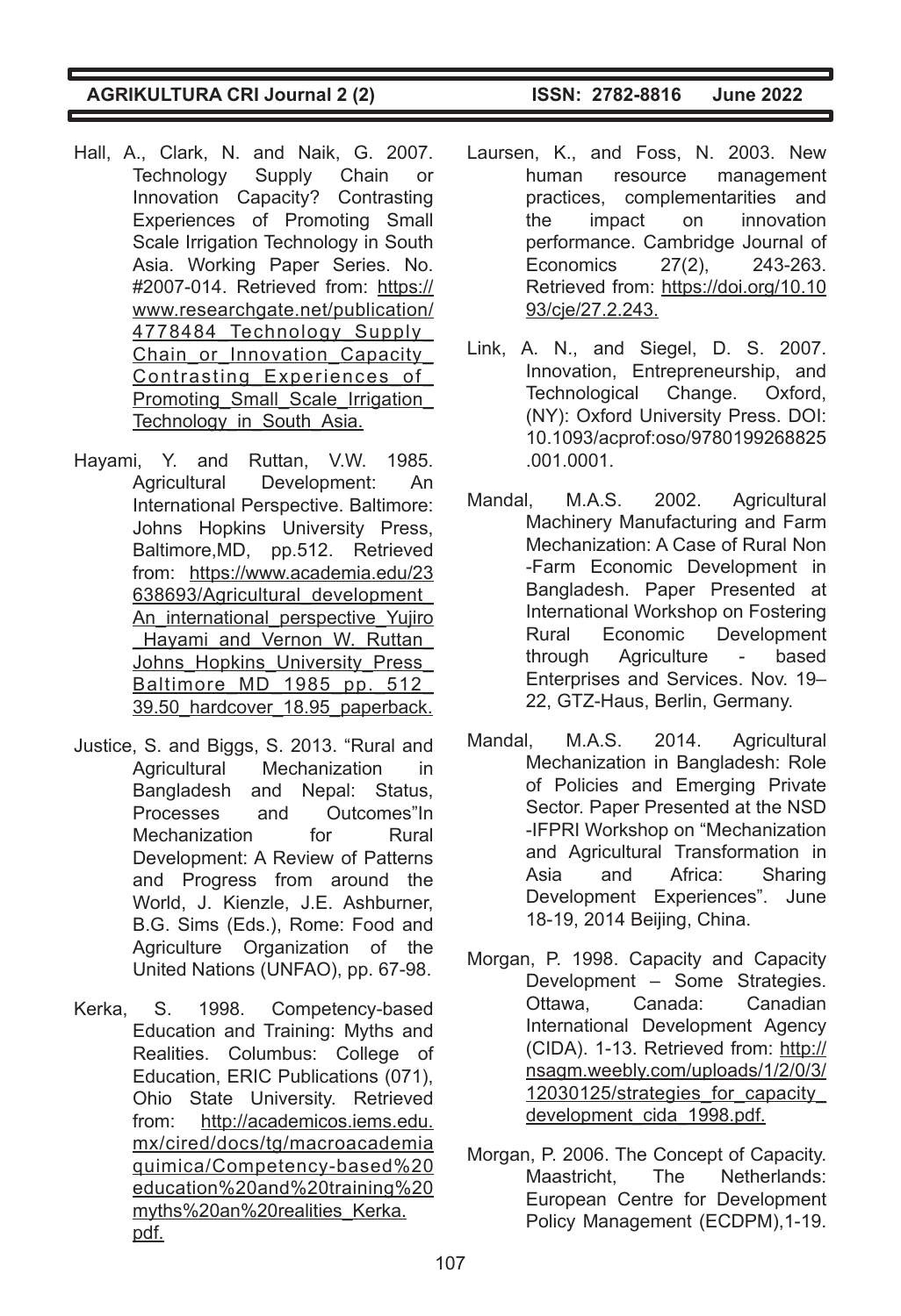Hall, A., Clark, N. and Naik, G. 2007. Technology Supply Chain or Innovation Capacity? Contrasting Experiences of Promoting Small Scale Irrigation Technology in South Asia. Working Paper Series. No. #2007-014. Retrieved from: https://www.researchgate.net/publication/4778484_Technology_Supply_Chain_or_Innovation_Capacity_Contrasting_Experiences_of_Promoting_Small_Scale_Irrigation_Technology_in_South_Asia.

Hayami, Y. and Ruttan, V.W. 1985. Agricultural Development: An International Perspective. Baltimore: Johns Hopkins University Press, Baltimore,MD, pp.512. Retrieved from: https://www.academia.edu/23638693/Agricultural_development_An_international_perspective_Yujiro_Hayami_and_Vernon_W._Ruttan_Johns_Hopkins_University_Press_Baltimore_MD_1985_pp._512_39.50_hardcover_18.95_paperback.

Justice, S. and Biggs, S. 2013. "Rural and Agricultural Mechanization in Bangladesh and Nepal: Status, Processes and Outcomes"In Mechanization for Rural Development: A Review of Patterns and Progress from around the World, J. Kienzle, J.E. Ashburner, B.G. Sims (Eds.), Rome: Food and Agriculture Organization of the United Nations (UNFAO), pp. 67-98.

Kerka, S. 1998. Competency-based Education and Training: Myths and Realities. Columbus: College of Education, ERIC Publications (071), Ohio State University. Retrieved from: http://academicos.iems.edu.mx/cired/docs/tg/macroacademiaquimica/Competency-based%20education%20and%20training%20myths%20an%20realities_Kerka.pdf.

Laursen, K., and Foss, N. 2003. New human resource management practices, complementarities and the impact on innovation performance. Cambridge Journal of Economics 27(2), 243-263. Retrieved from: https://doi.org/10.1093/cje/27.2.243.

Link, A. N., and Siegel, D. S. 2007. Innovation, Entrepreneurship, and Technological Change. Oxford, (NY): Oxford University Press. DOI: 10.1093/acprof:oso/9780199268825.001.0001.

Mandal, M.A.S. 2002. Agricultural Machinery Manufacturing and Farm Mechanization: A Case of Rural Non-Farm Economic Development in Bangladesh. Paper Presented at International Workshop on Fostering Rural Economic Development through Agriculture - based Enterprises and Services. Nov. 19–22, GTZ-Haus, Berlin, Germany.

Mandal, M.A.S. 2014. Agricultural Mechanization in Bangladesh: Role of Policies and Emerging Private Sector. Paper Presented at the NSD-IFPRI Workshop on "Mechanization and Agricultural Transformation in Asia and Africa: Sharing Development Experiences". June 18-19, 2014 Beijing, China.

Morgan, P. 1998. Capacity and Capacity Development – Some Strategies. Ottawa, Canada: Canadian International Development Agency (CIDA). 1-13. Retrieved from: http://nsagm.weebly.com/uploads/1/2/0/3/12030125/strategies_for_capacity_development_cida_1998.pdf.

Morgan, P. 2006. The Concept of Capacity. Maastricht, The Netherlands: European Centre for Development Policy Management (ECDPM),1-19.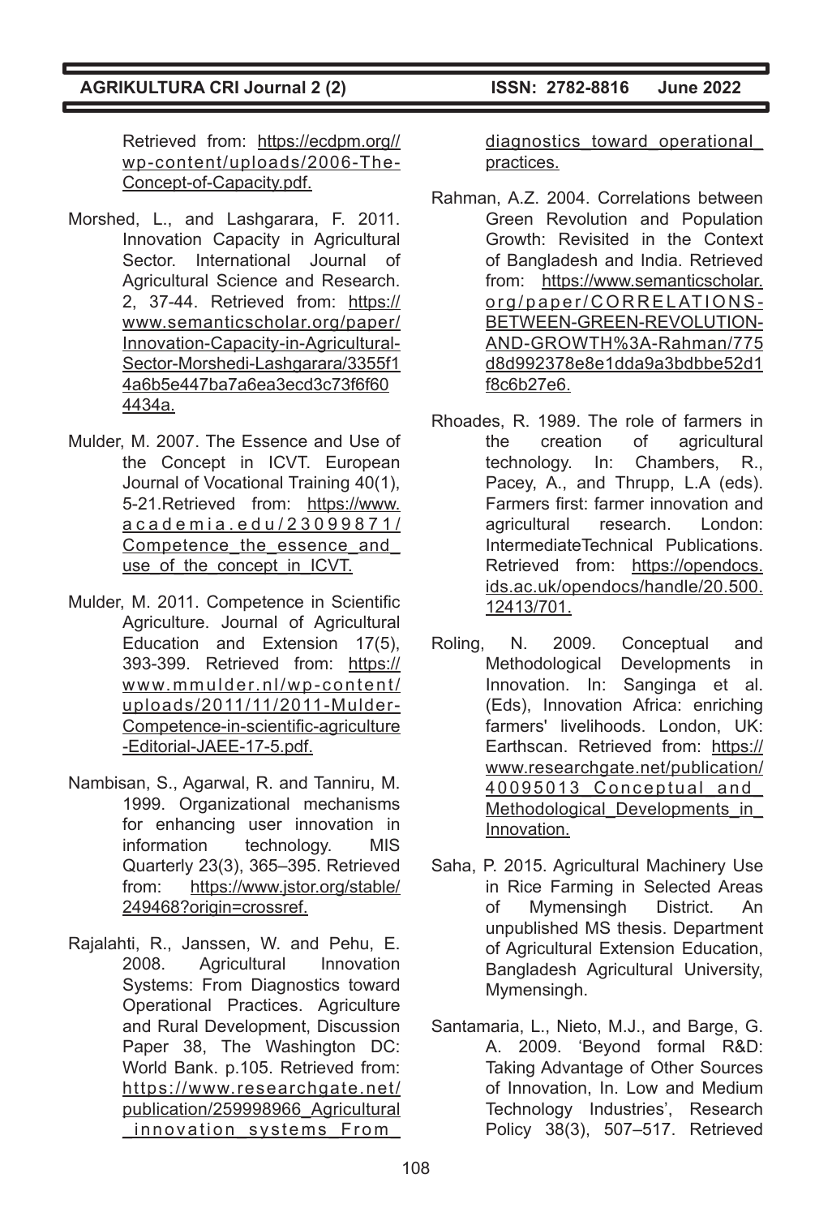Retrieved from: https://ecdpm.org//wp-content/uploads/2006-The-Concept-of-Capacity.pdf.

Morshed, L., and Lashgarara, F. 2011. Innovation Capacity in Agricultural Sector. International Journal of Agricultural Science and Research. 2, 37-44. Retrieved from: https://www.semanticscholar.org/paper/Innovation-Capacity-in-Agricultural-Sector-Morshedi-Lashgarara/3355f14a6b5e447ba7a6ea3ecd3c73f6f604434a.

Mulder, M. 2007. The Essence and Use of the Concept in ICVT. European Journal of Vocational Training 40(1), 5-21.Retrieved from: https://www.academia.edu/23099871/Competence_the_essence_and_use_of_the_concept_in_ICVT.

Mulder, M. 2011. Competence in Scientific Agriculture. Journal of Agricultural Education and Extension 17(5), 393-399. Retrieved from: https://www.mmulder.nl/wp-content/uploads/2011/11/2011-Mulder-Competence-in-scientific-agriculture-Editorial-JAEE-17-5.pdf.

Nambisan, S., Agarwal, R. and Tanniru, M. 1999. Organizational mechanisms for enhancing user innovation in information technology. MIS Quarterly 23(3), 365–395. Retrieved from: https://www.jstor.org/stable/249468?origin=crossref.

Rajalahti, R., Janssen, W. and Pehu, E. 2008. Agricultural Innovation Systems: From Diagnostics toward Operational Practices. Agriculture and Rural Development, Discussion Paper 38, The Washington DC: World Bank. p.105. Retrieved from: https://www.researchgate.net/publication/259998966_Agricultural_innovation_systems_From_diagnostics_toward_operational_practices.

Rahman, A.Z. 2004. Correlations between Green Revolution and Population Growth: Revisited in the Context of Bangladesh and India. Retrieved from: https://www.semanticscholar.org/paper/CORRELATIONS-BETWEEN-GREEN-REVOLUTION-AND-GROWTH%3A-Rahman/775d8d992378e8e1dda9a3bdbbe52d1f8c6b27e6.

Rhoades, R. 1989. The role of farmers in the creation of agricultural technology. In: Chambers, R., Pacey, A., and Thrupp, L.A (eds). Farmers first: farmer innovation and agricultural research. London: IntermediateTechnical Publications. Retrieved from: https://opendocs.ids.ac.uk/opendocs/handle/20.500.12413/701.

Roling, N. 2009. Conceptual and Methodological Developments in Innovation. In: Sanginga et al. (Eds), Innovation Africa: enriching farmers' livelihoods. London, UK: Earthscan. Retrieved from: https://www.researchgate.net/publication/40095013_Conceptual_and_Methodological_Developments_in_Innovation.

Saha, P. 2015. Agricultural Machinery Use in Rice Farming in Selected Areas of Mymensingh District. An unpublished MS thesis. Department of Agricultural Extension Education, Bangladesh Agricultural University, Mymensingh.

Santamaria, L., Nieto, M.J., and Barge, G. A. 2009. 'Beyond formal R&D: Taking Advantage of Other Sources of Innovation, In. Low and Medium Technology Industries', Research Policy 38(3), 507–517. Retrieved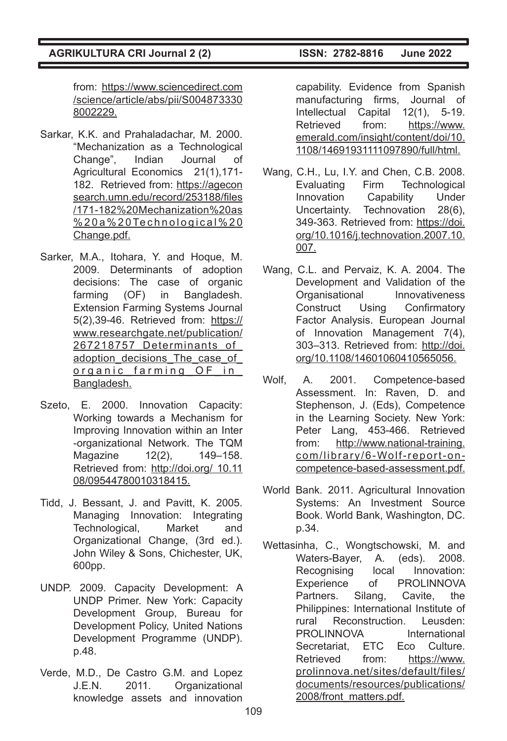from: https://www.sciencedirect.com/science/article/abs/pii/S0048733308002229.

Sarkar, K.K. and Prahaladachar, M. 2000. "Mechanization as a Technological Change", Indian Journal of Agricultural Economics 21(1),171-182. Retrieved from: https://ageconsearch.umn.edu/record/253188/files/171-182%20Mechanization%20as%20a%20Technological%20Change.pdf.

Sarker, M.A., Itohara, Y. and Hoque, M. 2009. Determinants of adoption decisions: The case of organic farming (OF) in Bangladesh. Extension Farming Systems Journal 5(2),39-46. Retrieved from: https://www.researchgate.net/publication/267218757_Determinants_of_adoption_decisions_The_case_of_organic_farming_OF_in_Bangladesh.

Szeto, E. 2000. Innovation Capacity: Working towards a Mechanism for Improving Innovation within an Inter-organizational Network. The TQM Magazine 12(2), 149–158. Retrieved from: http://doi.org/ 10.1108/09544780010318415.

Tidd, J. Bessant, J. and Pavitt, K. 2005. Managing Innovation: Integrating Technological, Market and Organizational Change, (3rd ed.). John Wiley & Sons, Chichester, UK, 600pp.

UNDP. 2009. Capacity Development: A UNDP Primer. New York: Capacity Development Group, Bureau for Development Policy, United Nations Development Programme (UNDP). p.48.

Verde, M.D., De Castro G.M. and Lopez J.E.N. 2011. Organizational knowledge assets and innovation capability. Evidence from Spanish manufacturing firms, Journal of Intellectual Capital 12(1), 5-19. Retrieved from: https://www.emerald.com/insight/content/doi/10.1108/14691931111097890/full/html.

Wang, C.H., Lu, I.Y. and Chen, C.B. 2008. Evaluating Firm Technological Innovation Capability Under Uncertainty. Technovation 28(6), 349-363. Retrieved from: https://doi.org/10.1016/j.technovation.2007.10.007.

Wang, C.L. and Pervaiz, K. A. 2004. The Development and Validation of the Organisational Innovativeness Construct Using Confirmatory Factor Analysis. European Journal of Innovation Management 7(4), 303–313. Retrieved from: http://doi.org/10.1108/14601060410565056.

Wolf, A. 2001. Competence-based Assessment. In: Raven, D. and Stephenson, J. (Eds), Competence in the Learning Society. New York: Peter Lang, 453-466. Retrieved from: http://www.national-training.com/library/6-Wolf-report-on-competence-based-assessment.pdf.

World Bank. 2011. Agricultural Innovation Systems: An Investment Source Book. World Bank, Washington, DC. p.34.

Wettasinha, C., Wongtschowski, M. and Waters-Bayer, A. (eds). 2008. Recognising local Innovation: Experience of PROLINNOVA Partners. Silang, Cavite, the Philippines: International Institute of rural Reconstruction. Leusden: PROLINNOVA International Secretariat, ETC Eco Culture. Retrieved from: https://www.prolinnova.net/sites/default/files/documents/resources/publications/2008/front_matters.pdf.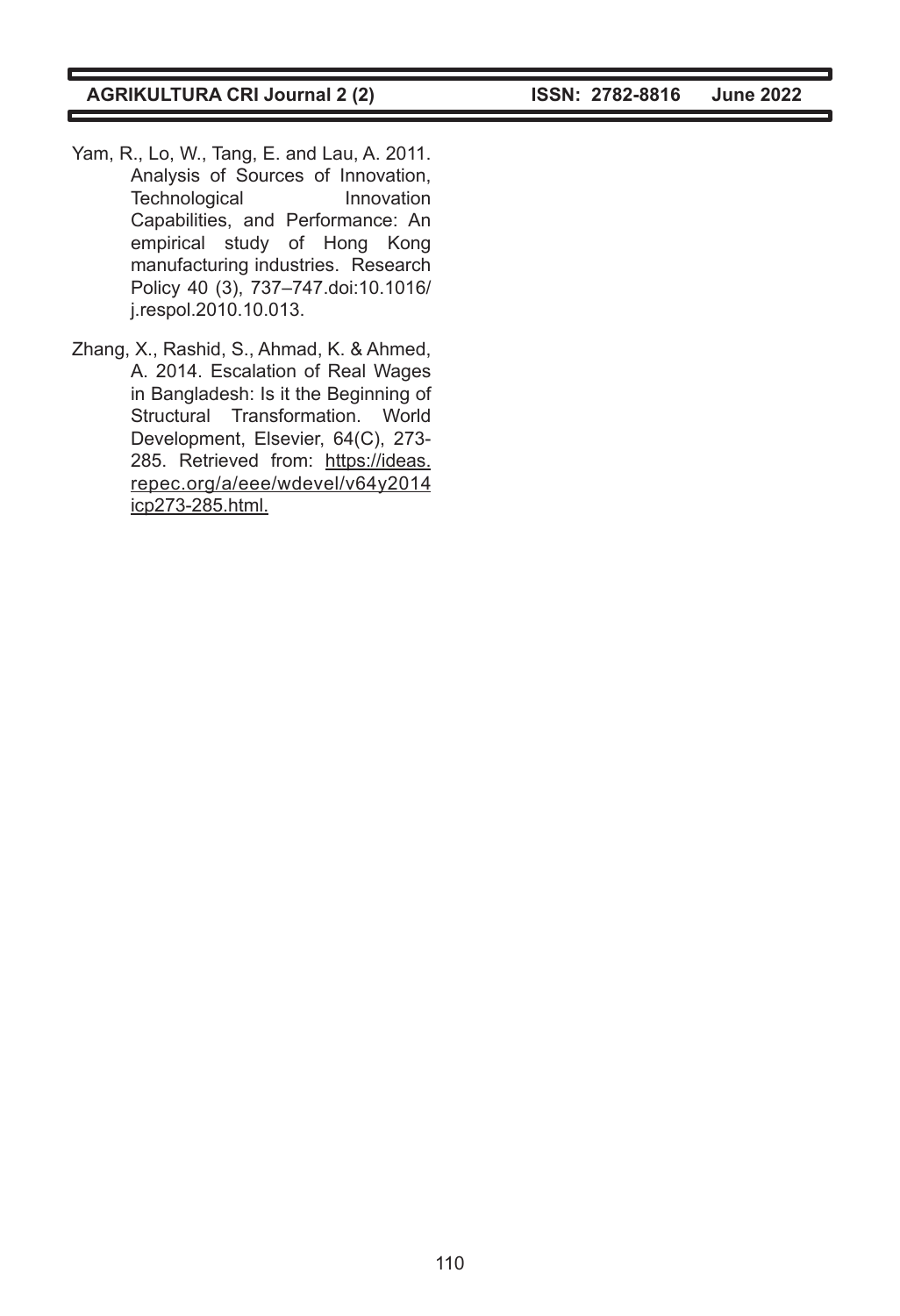Yam, R., Lo, W., Tang, E. and Lau, A. 2011. Analysis of Sources of Innovation, Technological Innovation Capabilities, and Performance: An empirical study of Hong Kong manufacturing industries. Research Policy 40 (3), 737–747.doi:10.1016/j.respol.2010.10.013.

Zhang, X., Rashid, S., Ahmad, K. & Ahmed, A. 2014. Escalation of Real Wages in Bangladesh: Is it the Beginning of Structural Transformation. World Development, Elsevier, 64(C), 273-285. Retrieved from: https://ideas.repec.org/a/eee/wdevel/v64y2014icp273-285.html.